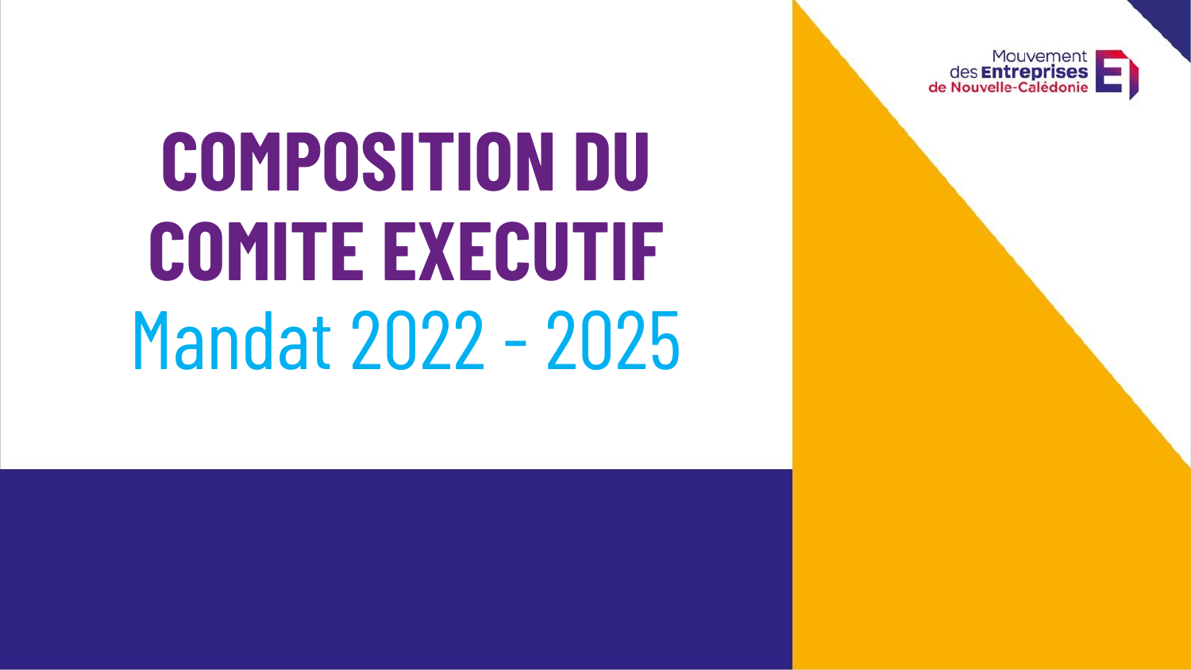Mouvement des Entreprises de Nouvelle-Calédonie

# COMPOSITION DU COMITE EXECUTIF

## Mandat 2022 - 2025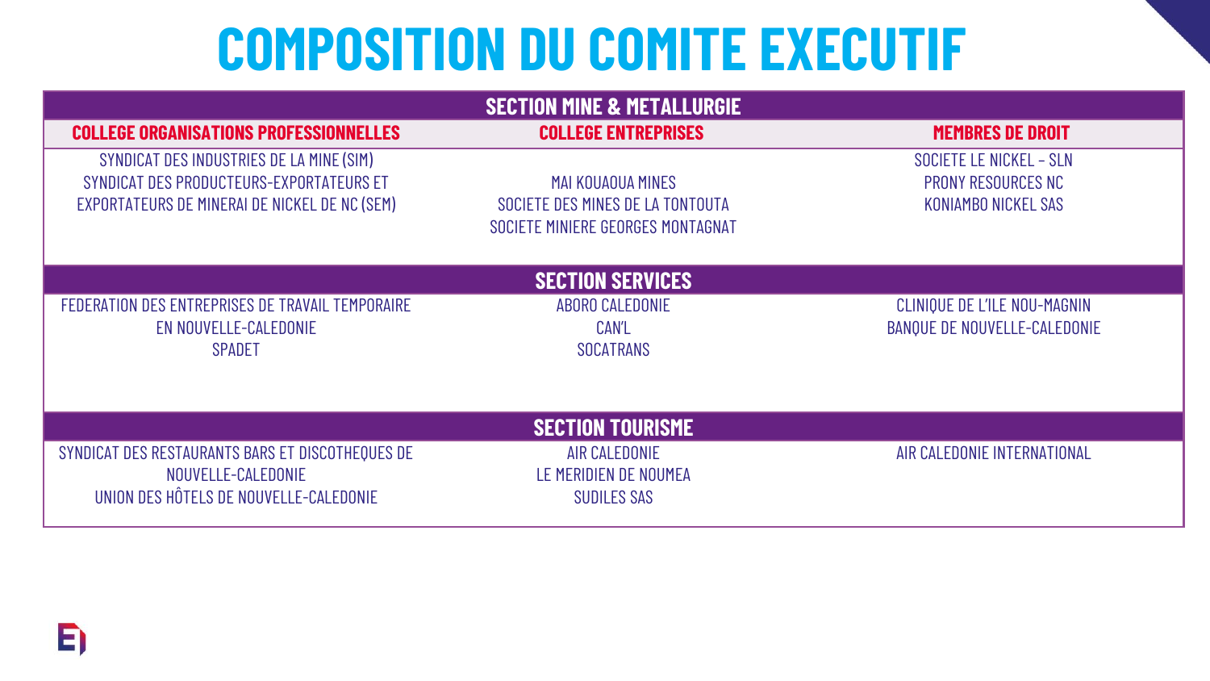# COMPOSITION DU COMITE EXECUTIF

| COLLEGE ORGANISATIONS PROFESSIONNELLES | COLLEGE ENTREPRISES | MEMBRES DE DROIT |
|---|---|---|
| **SECTION MINE & METALLURGIE** | | |
| SYNDICAT DES INDUSTRIES DE LA MINE (SIM)<br>SYNDICAT DES PRODUCTEURS-EXPORTATEURS ET EXPORTATEURS DE MINERAI DE NICKEL DE NC (SEM) | MAI KOUAOUA MINES<br>SOCIETE DES MINES DE LA TONTOUTA<br>SOCIETE MINIERE GEORGES MONTAGNAT | SOCIETE LE NICKEL – SLN<br>PRONY RESOURCES NC<br>KONIAMBO NICKEL SAS |
| **SECTION SERVICES** | | |
| FEDERATION DES ENTREPRISES DE TRAVAIL TEMPORAIRE EN NOUVELLE-CALEDONIE<br>SPADET | ABORO CALEDONIE<br>CAN'L<br>SOCATRANS | CLINIQUE DE L'ILE NOU-MAGNIN<br>BANQUE DE NOUVELLE-CALEDONIE |
| **SECTION TOURISME** | | |
| SYNDICAT DES RESTAURANTS BARS ET DISCOTHEQUES DE NOUVELLE-CALEDONIE<br>UNION DES HÔTELS DE NOUVELLE-CALEDONIE | AIR CALEDONIE<br>LE MERIDIEN DE NOUMEA<br>SUDILES SAS | AIR CALEDONIE INTERNATIONAL |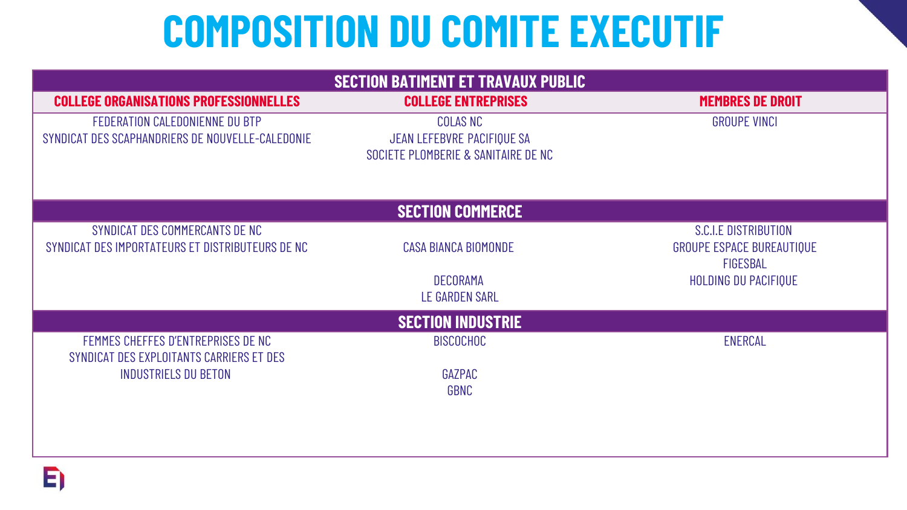# COMPOSITION DU COMITE EXECUTIF

| | | |
|---|---|---|
| **SECTION BATIMENT ET TRAVAUX PUBLIC** | | |
| **COLLEGE ORGANISATIONS PROFESSIONNELLES** | **COLLEGE ENTREPRISES** | **MEMBRES DE DROIT** |
| FEDERATION CALEDONIENNE DU BTP<br>SYNDICAT DES SCAPHANDRIERS DE NOUVELLE-CALEDONIE | COLAS NC<br>JEAN LEFEBVRE PACIFIQUE SA<br>SOCIETE PLOMBERIE & SANITAIRE DE NC | GROUPE VINCI |
| **SECTION COMMERCE** | | |
| SYNDICAT DES COMMERCANTS DE NC<br>SYNDICAT DES IMPORTATEURS ET DISTRIBUTEURS DE NC | CASA BIANCA BIOMONDE<br>DECORAMA<br>LE GARDEN SARL | S.C.I.E DISTRIBUTION<br>GROUPE ESPACE BUREAUTIQUE<br>FIGESBAL<br>HOLDING DU PACIFIQUE |
| **SECTION INDUSTRIE** | | |
| FEMMES CHEFFES D'ENTREPRISES DE NC<br>SYNDICAT DES EXPLOITANTS CARRIERS ET DES INDUSTRIELS DU BETON | BISCOCHOC<br>GAZPAC<br>GBNC | ENERCAL |